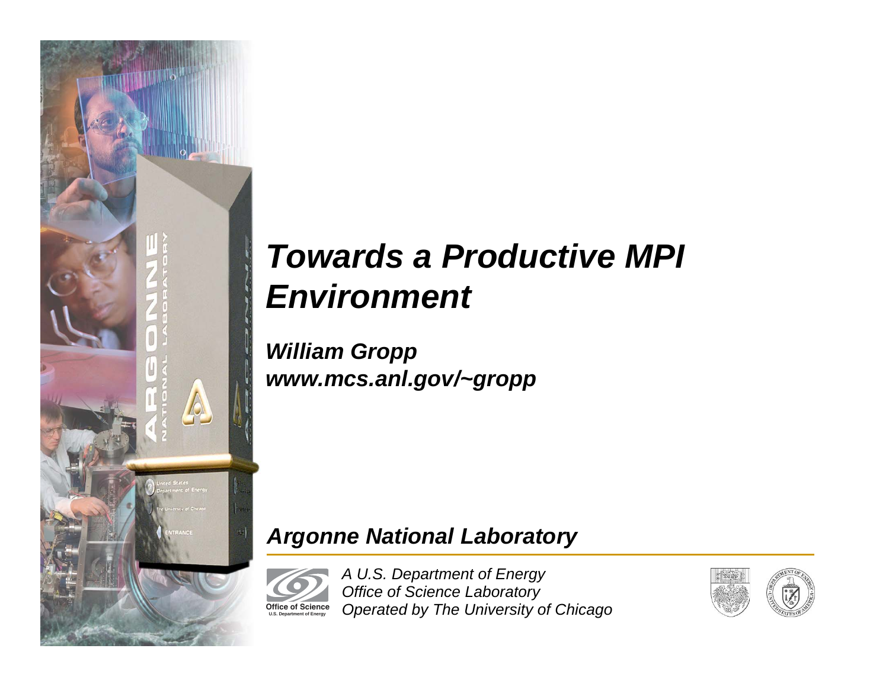# Towards a Productive MPI Environment

***William Gropp***
***www.mcs.anl.gov/~gropp***

***Argonne National Laboratory***

*A U.S. Department of Energy*
*Office of Science Laboratory*
*Operated by The University of Chicago*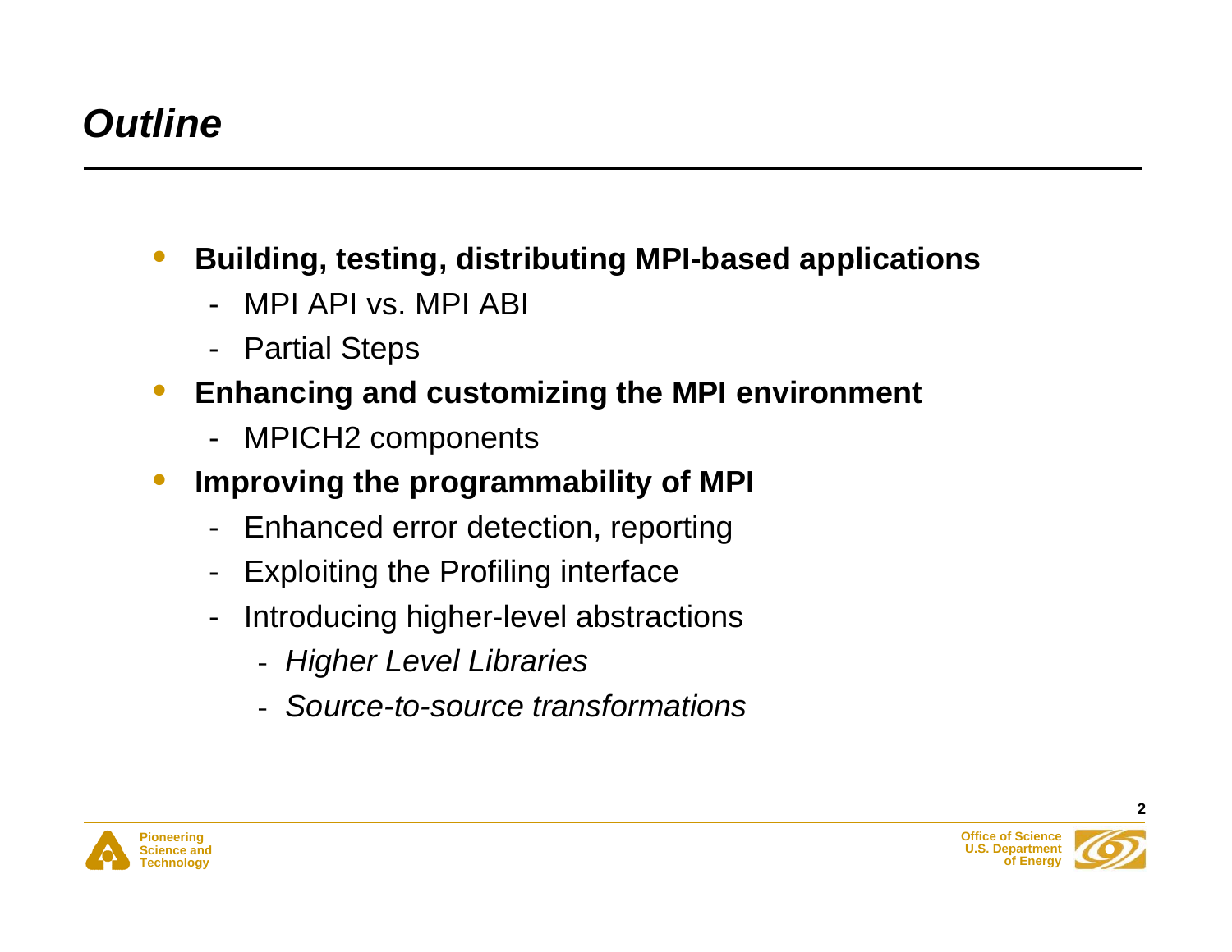# Outline

- **Building, testing, distributing MPI-based applications**
  - MPI API vs. MPI ABI
  - Partial Steps
- **Enhancing and customizing the MPI environment**
  - MPICH2 components
- **Improving the programmability of MPI**
  - Enhanced error detection, reporting
  - Exploiting the Profiling interface
  - Introducing higher-level abstractions
    - *Higher Level Libraries*
    - *Source-to-source transformations*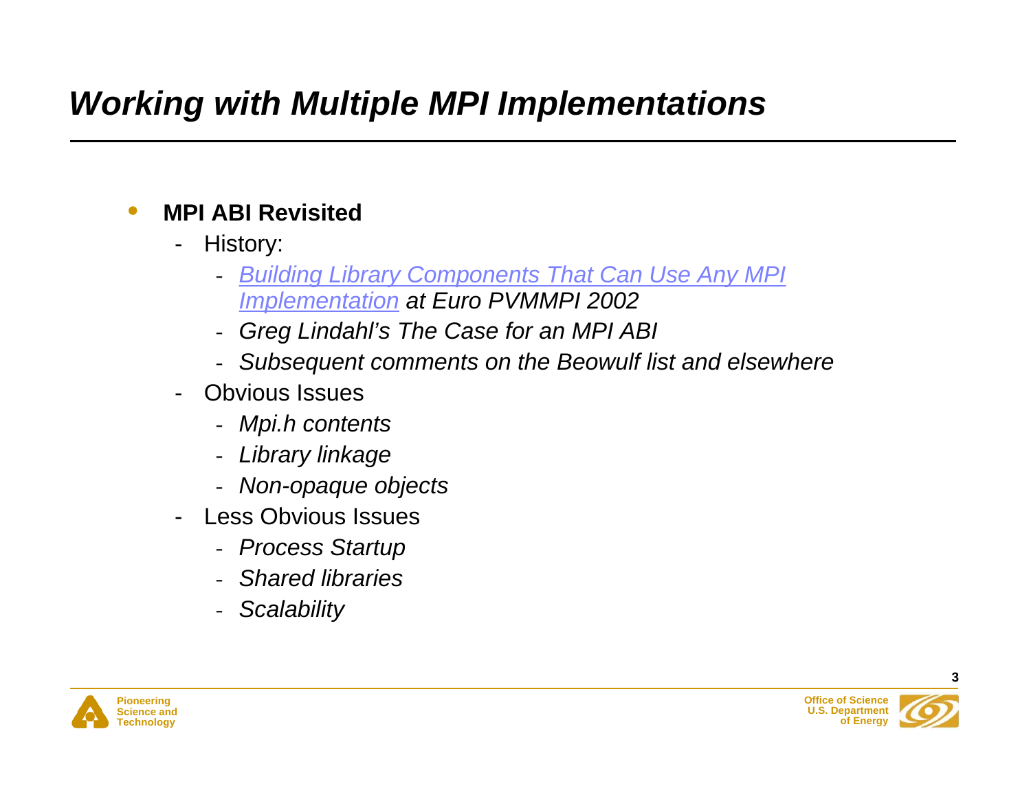# *Working with Multiple MPI Implementations*

- **MPI ABI Revisited**
  - History:
    - *Building Library Components That Can Use Any MPI Implementation at Euro PVMMPI 2002*
    - *Greg Lindahl's The Case for an MPI ABI*
    - *Subsequent comments on the Beowulf list and elsewhere*
  - Obvious Issues
    - *Mpi.h contents*
    - *Library linkage*
    - *Non-opaque objects*
  - Less Obvious Issues
    - *Process Startup*
    - *Shared libraries*
    - *Scalability*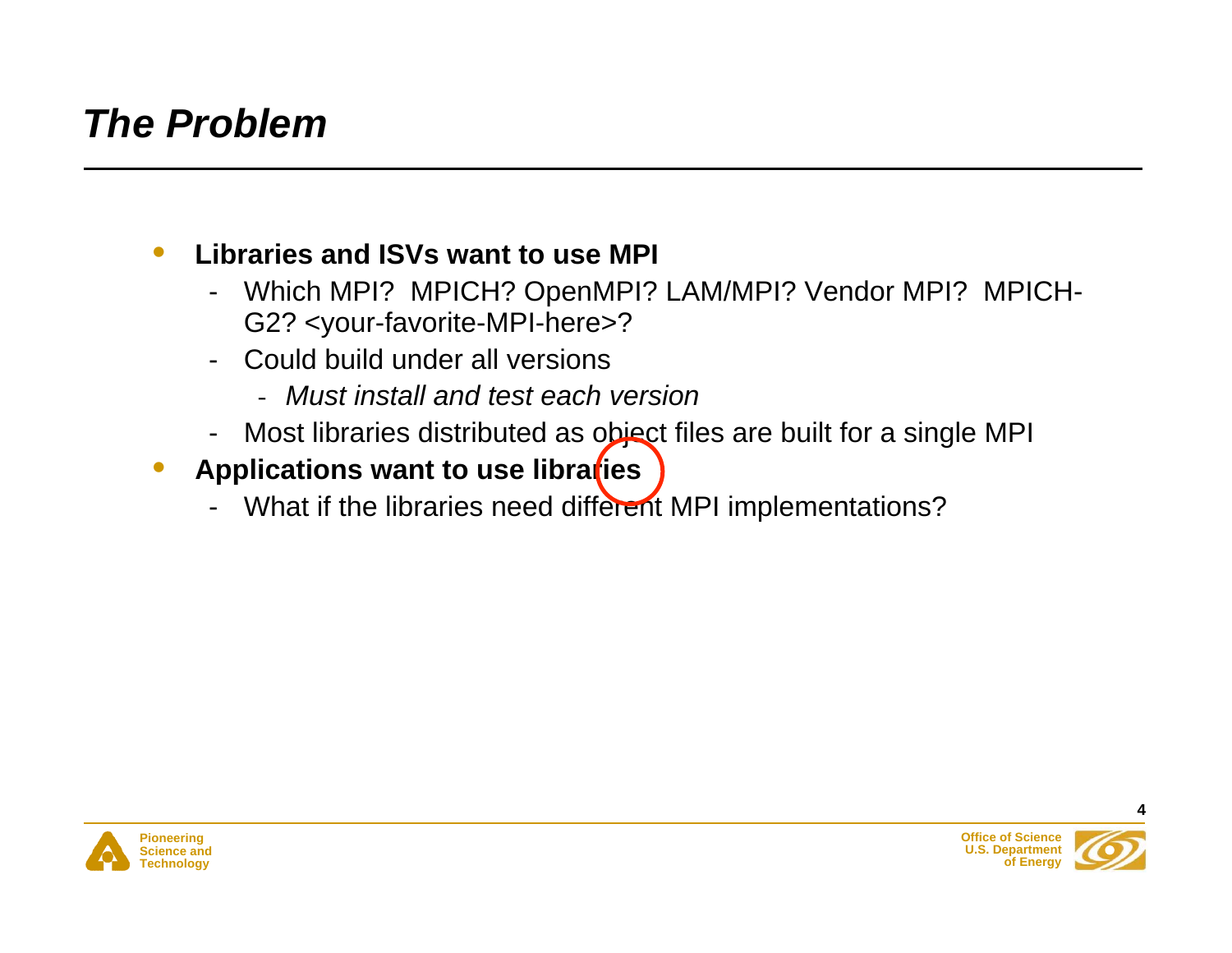# *The Problem*

- **Libraries and ISVs want to use MPI**
  - Which MPI? MPICH? OpenMPI? LAM/MPI? Vendor MPI? MPICH-G2? <your-favorite-MPI-here>?
  - Could build under all versions
    - *Must install and test each version*
  - Most libraries distributed as object files are built for a single MPI
- **Applications want to use libraries**
  - What if the libraries need different MPI implementations?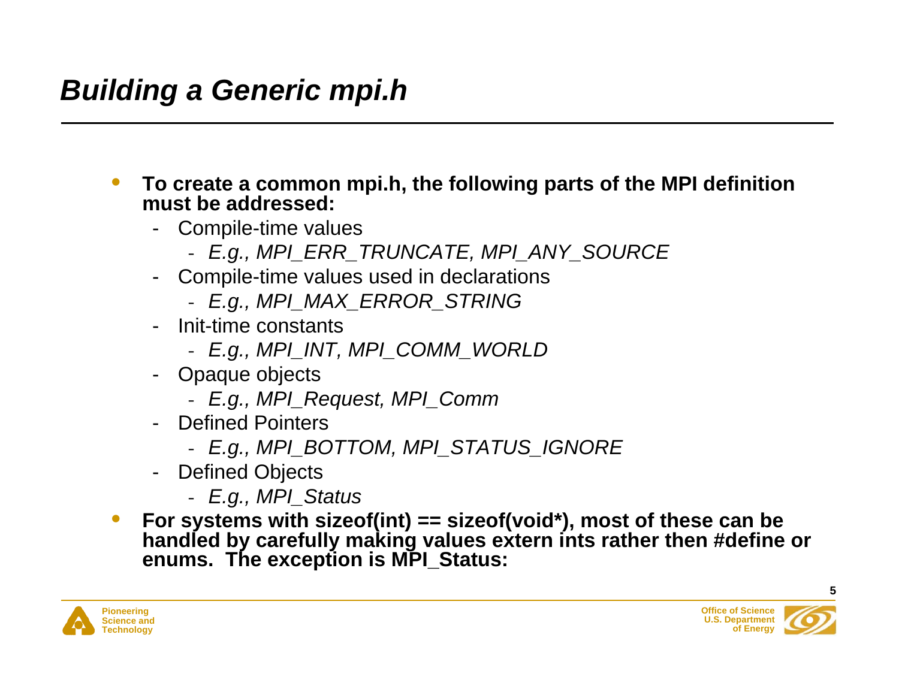# *Building a Generic mpi.h*

- **To create a common mpi.h, the following parts of the MPI definition must be addressed:**
  - Compile-time values
    - *E.g., MPI_ERR_TRUNCATE, MPI_ANY_SOURCE*
  - Compile-time values used in declarations
    - *E.g., MPI_MAX_ERROR_STRING*
  - Init-time constants
    - *E.g., MPI_INT, MPI_COMM_WORLD*
  - Opaque objects
    - *E.g., MPI_Request, MPI_Comm*
  - Defined Pointers
    - *E.g., MPI_BOTTOM, MPI_STATUS_IGNORE*
  - Defined Objects
    - *E.g., MPI_Status*
- **For systems with sizeof(int) == sizeof(void*), most of these can be handled by carefully making values extern ints rather then #define or enums. The exception is MPI_Status:**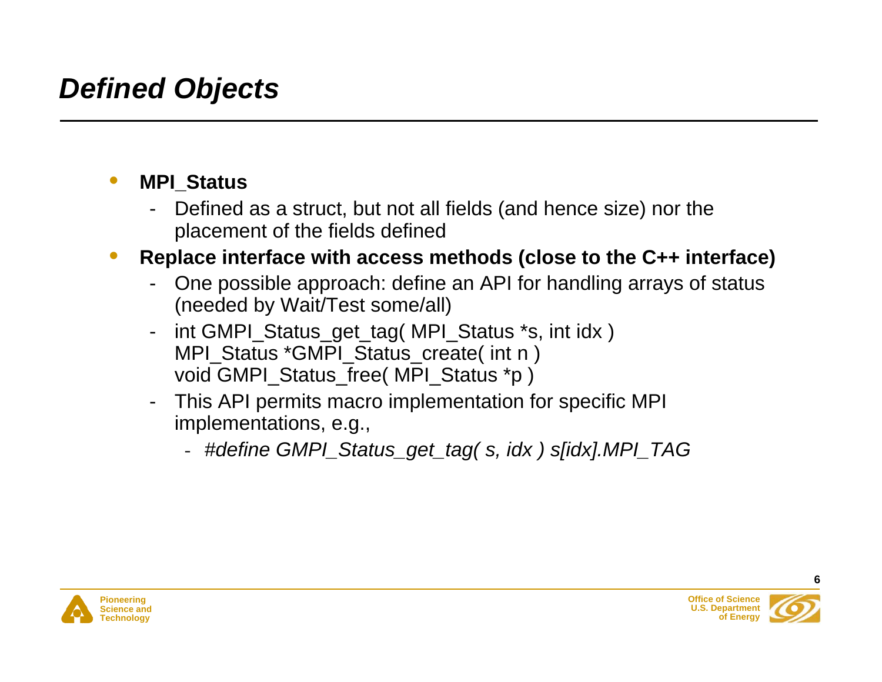# *Defined Objects*

- **MPI_Status**
  - Defined as a struct, but not all fields (and hence size) nor the placement of the fields defined
- **Replace interface with access methods (close to the C++ interface)**
  - One possible approach: define an API for handling arrays of status (needed by Wait/Test some/all)
  - int GMPI_Status_get_tag( MPI_Status *s, int idx )
    MPI_Status *GMPI_Status_create( int n )
    void GMPI_Status_free( MPI_Status *p )
  - This API permits macro implementation for specific MPI implementations, e.g.,
    - *#define GMPI_Status_get_tag( s, idx ) s[idx].MPI_TAG*

Pioneering Science and Technology

Office of Science U.S. Department of Energy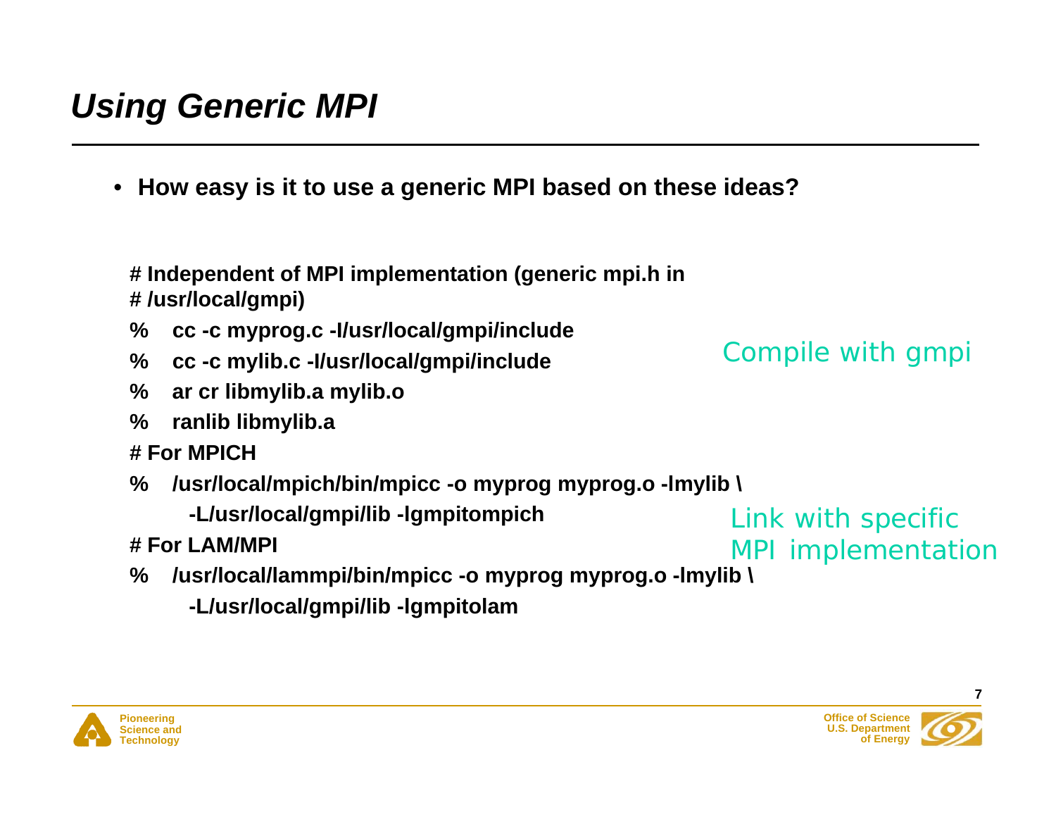# Using Generic MPI

- **How easy is it to use a generic MPI based on these ideas?**

```
# Independent of MPI implementation (generic mpi.h in
# /usr/local/gmpi)
%   cc -c myprog.c -I/usr/local/gmpi/include
%   cc -c mylib.c -I/usr/local/gmpi/include
%   ar cr libmylib.a mylib.o
%   ranlib libmylib.a
# For MPICH
%   /usr/local/mpich/bin/mpicc -o myprog myprog.o -lmylib \
      -L/usr/local/gmpi/lib -lgmpitompich
# For LAM/MPI
%   /usr/local/lammpi/bin/mpicc -o myprog myprog.o -lmylib \
      -L/usr/local/gmpi/lib -lgmpitolam
```

Compile with gmpi

Link with specific MPI implementation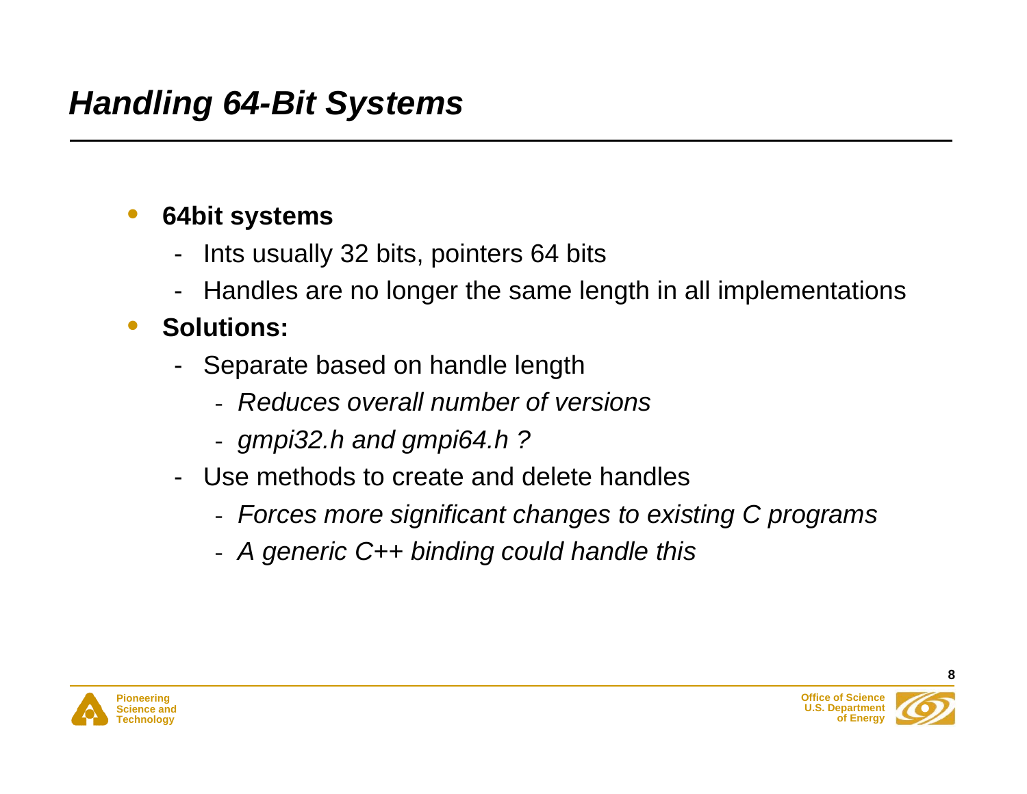# *Handling 64-Bit Systems*

- **64bit systems**
  - Ints usually 32 bits, pointers 64 bits
  - Handles are no longer the same length in all implementations
- **Solutions:**
  - Separate based on handle length
    - *Reduces overall number of versions*
    - *gmpi32.h and gmpi64.h ?*
  - Use methods to create and delete handles
    - *Forces more significant changes to existing C programs*
    - *A generic C++ binding could handle this*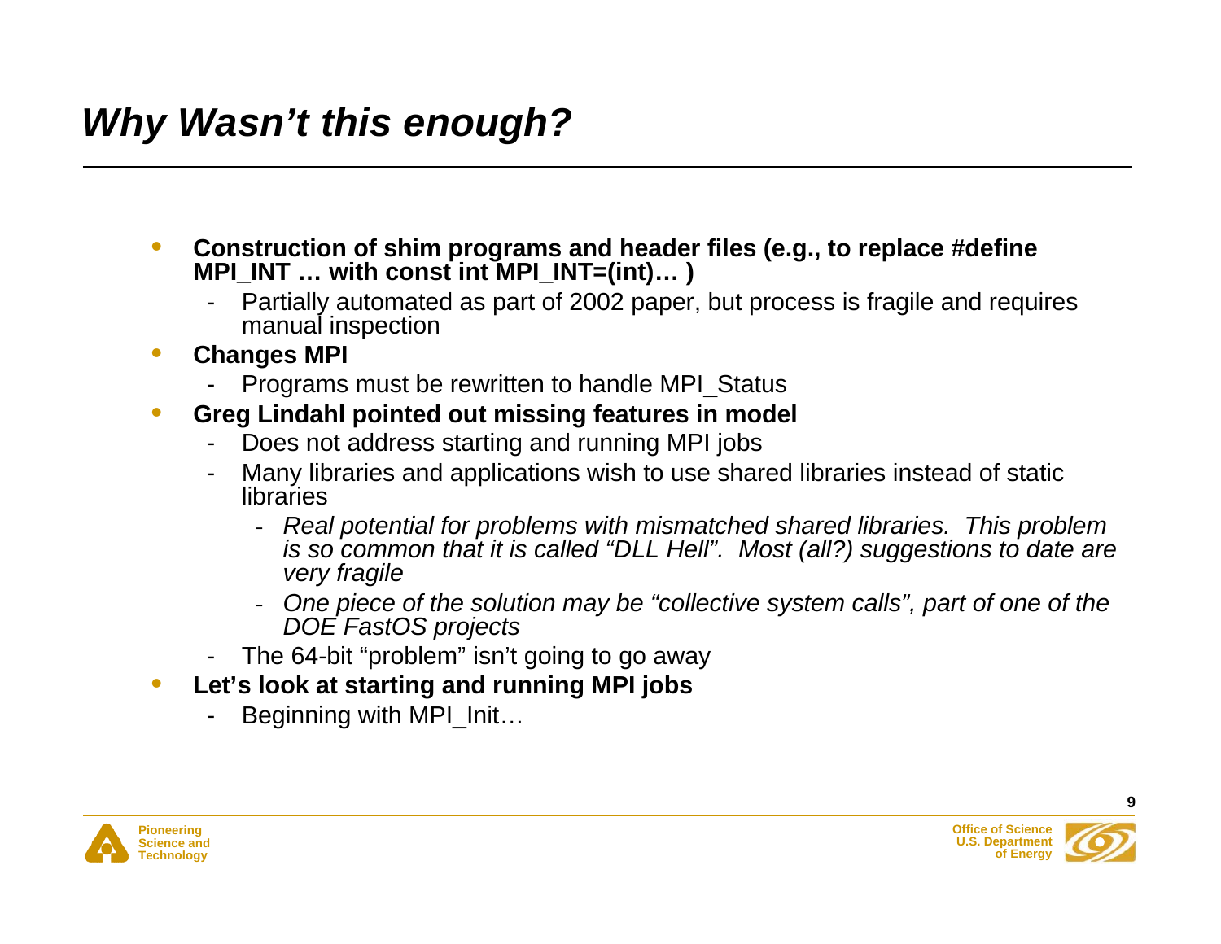# *Why Wasn't this enough?*

- **Construction of shim programs and header files (e.g., to replace #define MPI_INT … with const int MPI_INT=(int)… )**
  - Partially automated as part of 2002 paper, but process is fragile and requires manual inspection
- **Changes MPI**
  - Programs must be rewritten to handle MPI_Status
- **Greg Lindahl pointed out missing features in model**
  - Does not address starting and running MPI jobs
  - Many libraries and applications wish to use shared libraries instead of static libraries
    - *Real potential for problems with mismatched shared libraries. This problem is so common that it is called "DLL Hell". Most (all?) suggestions to date are very fragile*
    - *One piece of the solution may be "collective system calls", part of one of the DOE FastOS projects*
  - The 64-bit "problem" isn't going to go away
- **Let's look at starting and running MPI jobs**
  - Beginning with MPI_Init…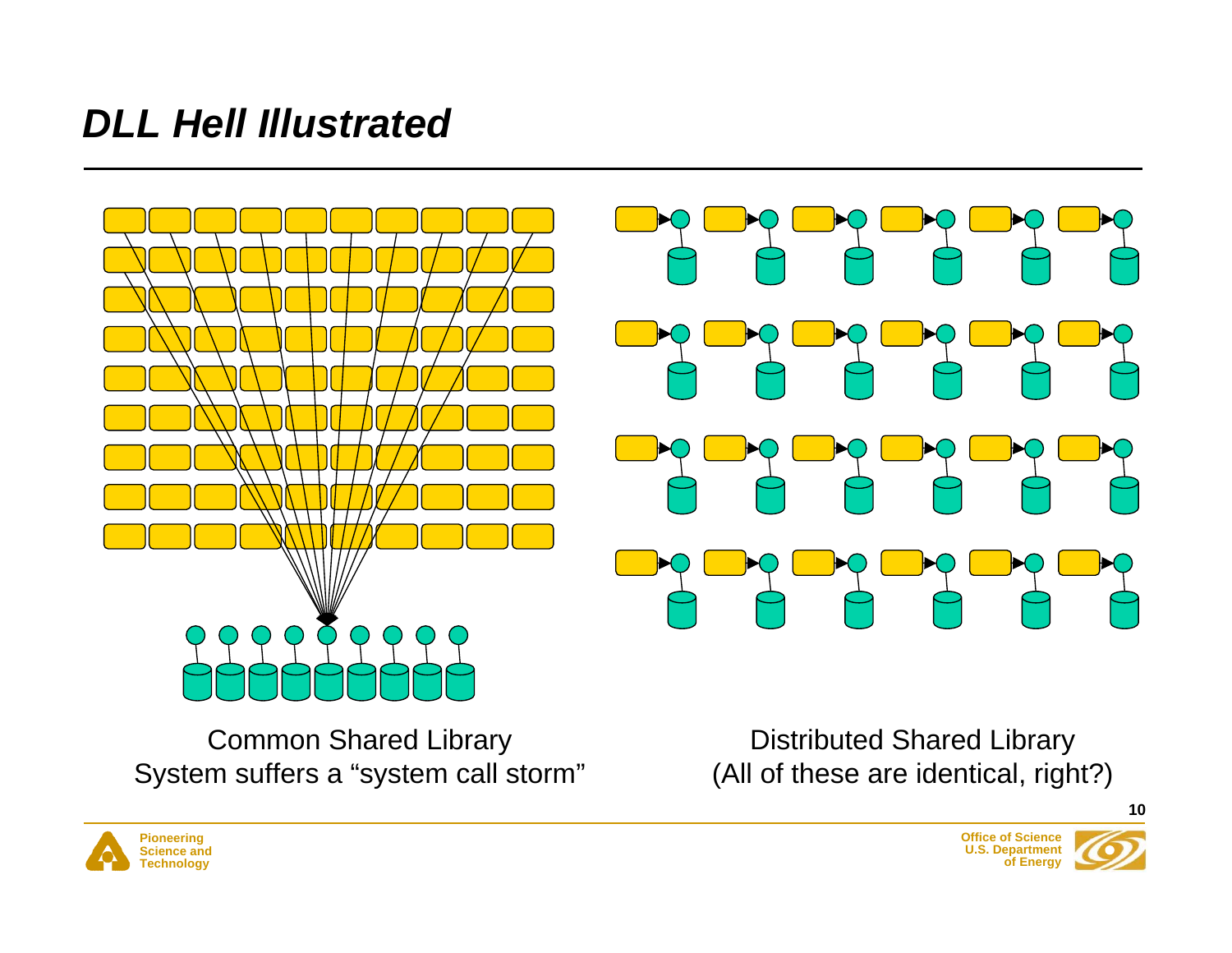# *DLL Hell Illustrated*

Common Shared Library
System suffers a “system call storm”

Distributed Shared Library
(All of these are identical, right?)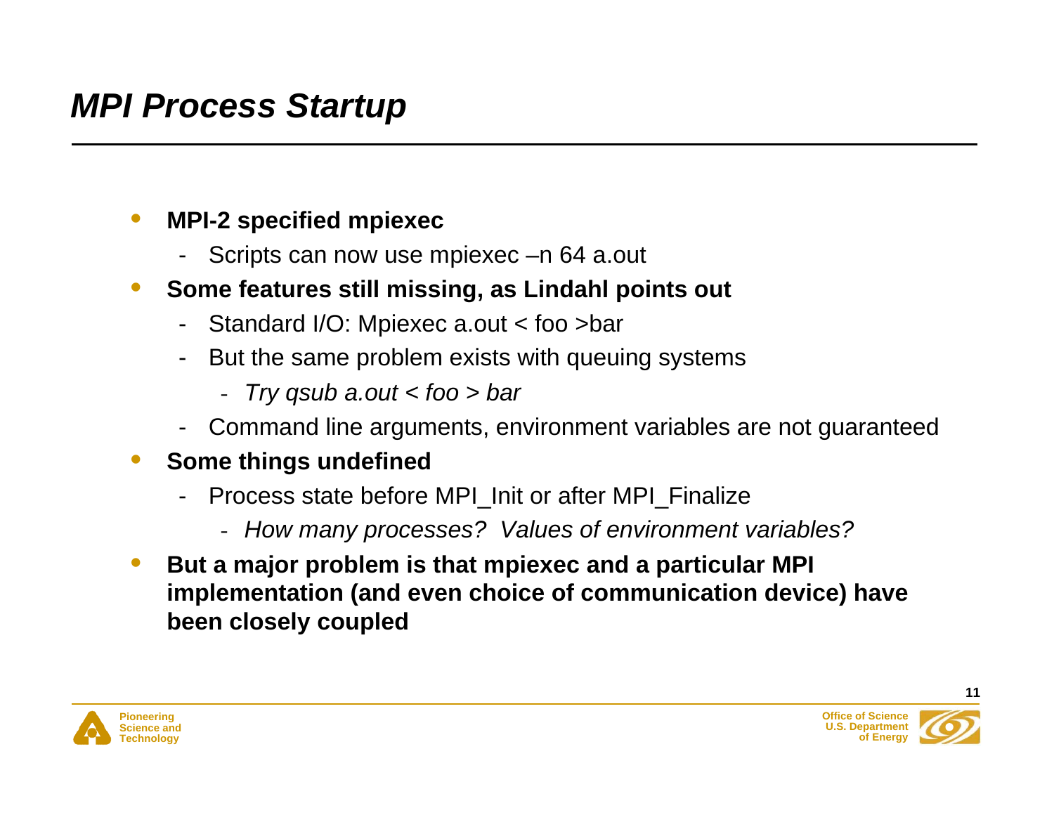# *MPI Process Startup*

- **MPI-2 specified mpiexec**
  - Scripts can now use mpiexec –n 64 a.out
- **Some features still missing, as Lindahl points out**
  - Standard I/O: Mpiexec a.out < foo >bar
  - But the same problem exists with queuing systems
    - *Try qsub a.out < foo > bar*
  - Command line arguments, environment variables are not guaranteed
- **Some things undefined**
  - Process state before MPI_Init or after MPI_Finalize
    - *How many processes? Values of environment variables?*
- **But a major problem is that mpiexec and a particular MPI implementation (and even choice of communication device) have been closely coupled**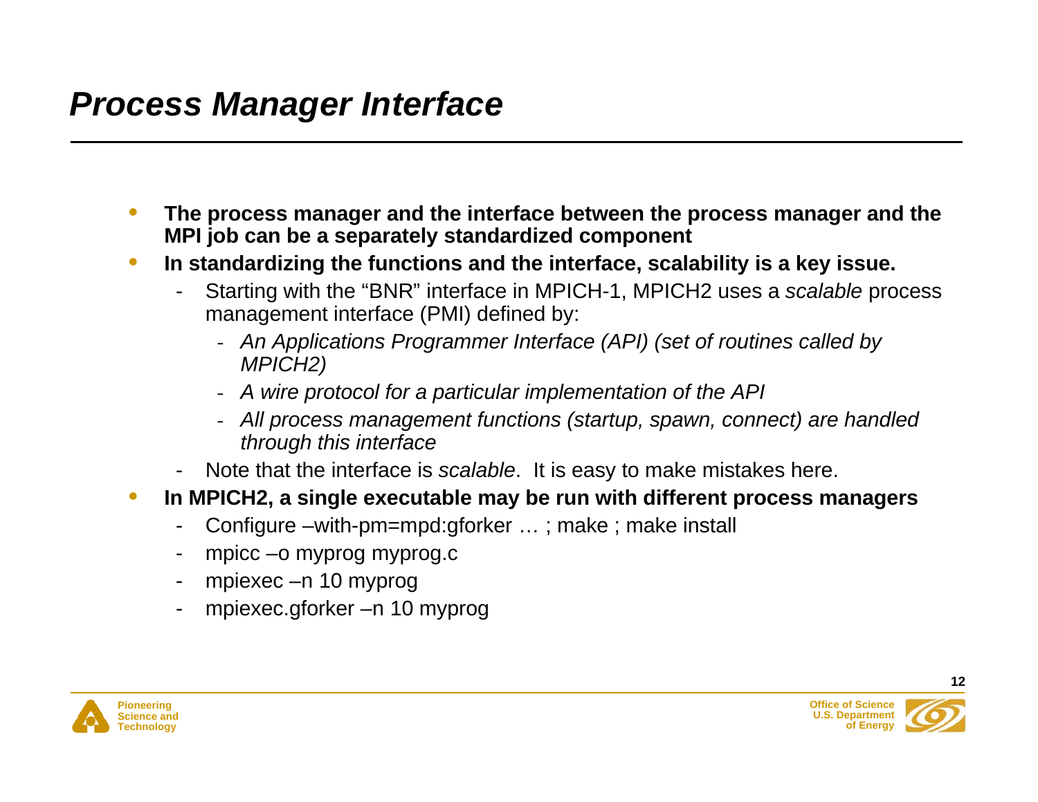# *Process Manager Interface*

- **The process manager and the interface between the process manager and the MPI job can be a separately standardized component**
- **In standardizing the functions and the interface, scalability is a key issue.**
  - Starting with the "BNR" interface in MPICH-1, MPICH2 uses a *scalable* process management interface (PMI) defined by:
    - *An Applications Programmer Interface (API) (set of routines called by MPICH2)*
    - *A wire protocol for a particular implementation of the API*
    - *All process management functions (startup, spawn, connect) are handled through this interface*
  - Note that the interface is *scalable*. It is easy to make mistakes here.
- **In MPICH2, a single executable may be run with different process managers**
  - Configure –with-pm=mpd:gforker … ; make ; make install
  - mpicc –o myprog myprog.c
  - mpiexec –n 10 myprog
  - mpiexec.gforker –n 10 myprog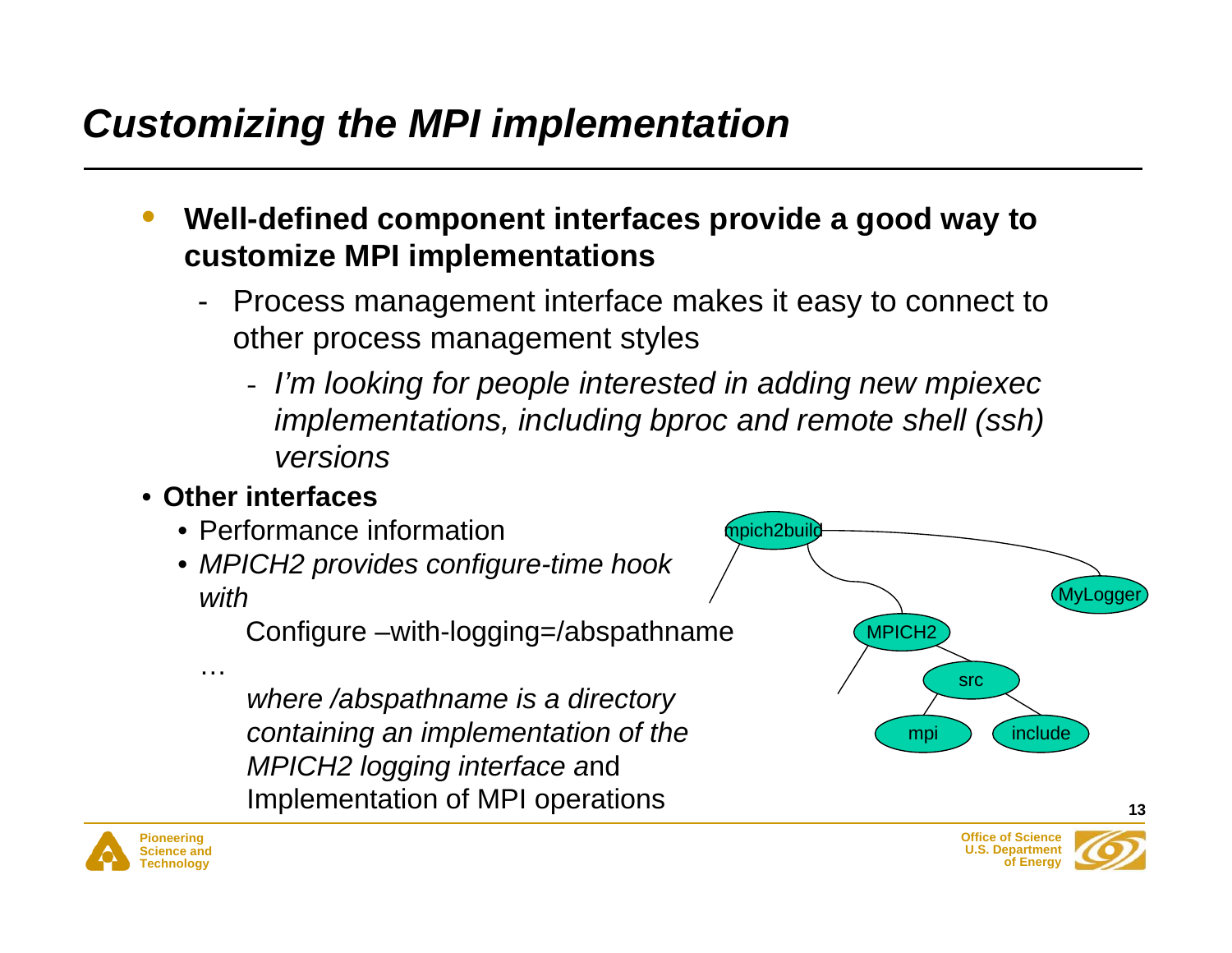# *Customizing the MPI implementation*

- **Well-defined component interfaces provide a good way to customize MPI implementations**
  - Process management interface makes it easy to connect to other process management styles
    - *I'm looking for people interested in adding new mpiexec implementations, including bproc and remote shell (ssh) versions*
- **Other interfaces**
  - Performance information
  - *MPICH2 provides configure-time hook with*

    Configure –with-logging=/abspathname

    …

    *where /abspathname is a directory containing an implementation of the MPICH2 logging interface* and Implementation of MPI operations

mpich2build

MyLogger

MPICH2

src

mpi

include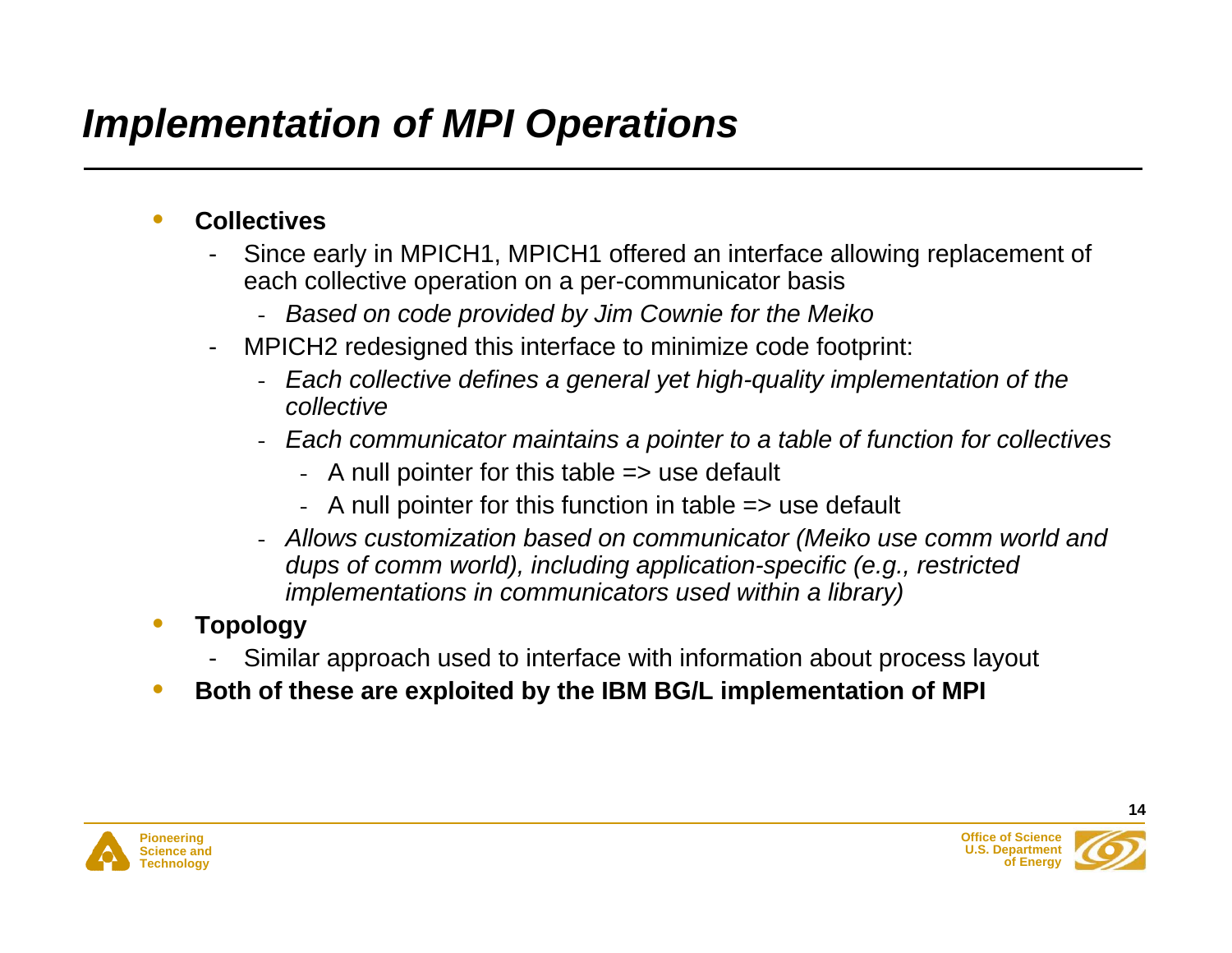# *Implementation of MPI Operations*

- **Collectives**
  - Since early in MPICH1, MPICH1 offered an interface allowing replacement of each collective operation on a per-communicator basis
    - *Based on code provided by Jim Cownie for the Meiko*
  - MPICH2 redesigned this interface to minimize code footprint:
    - *Each collective defines a general yet high-quality implementation of the collective*
    - *Each communicator maintains a pointer to a table of function for collectives*
      - A null pointer for this table => use default
      - A null pointer for this function in table => use default
    - *Allows customization based on communicator (Meiko use comm world and dups of comm world), including application-specific (e.g., restricted implementations in communicators used within a library)*
- **Topology**
  - Similar approach used to interface with information about process layout
- **Both of these are exploited by the IBM BG/L implementation of MPI**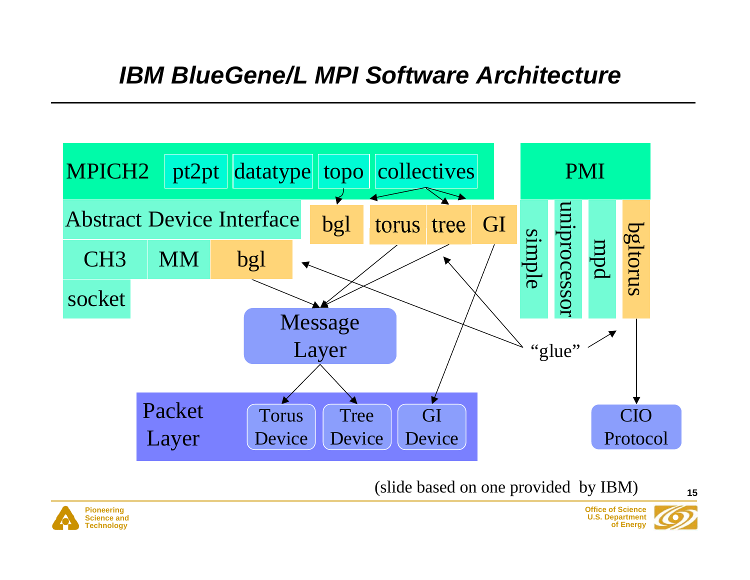# IBM BlueGene/L MPI Software Architecture

MPICH2 | pt2pt | datatype | topo | collectives

PMI

Abstract Device Interface | bgl | torus | tree | GI

CH3 | MM | bgl

socket

simple | uniprocessor | mpd | bgltorus

Message Layer

“glue”

Packet Layer | Torus Device | Tree Device | GI Device

CIO Protocol

(slide based on one provided by IBM)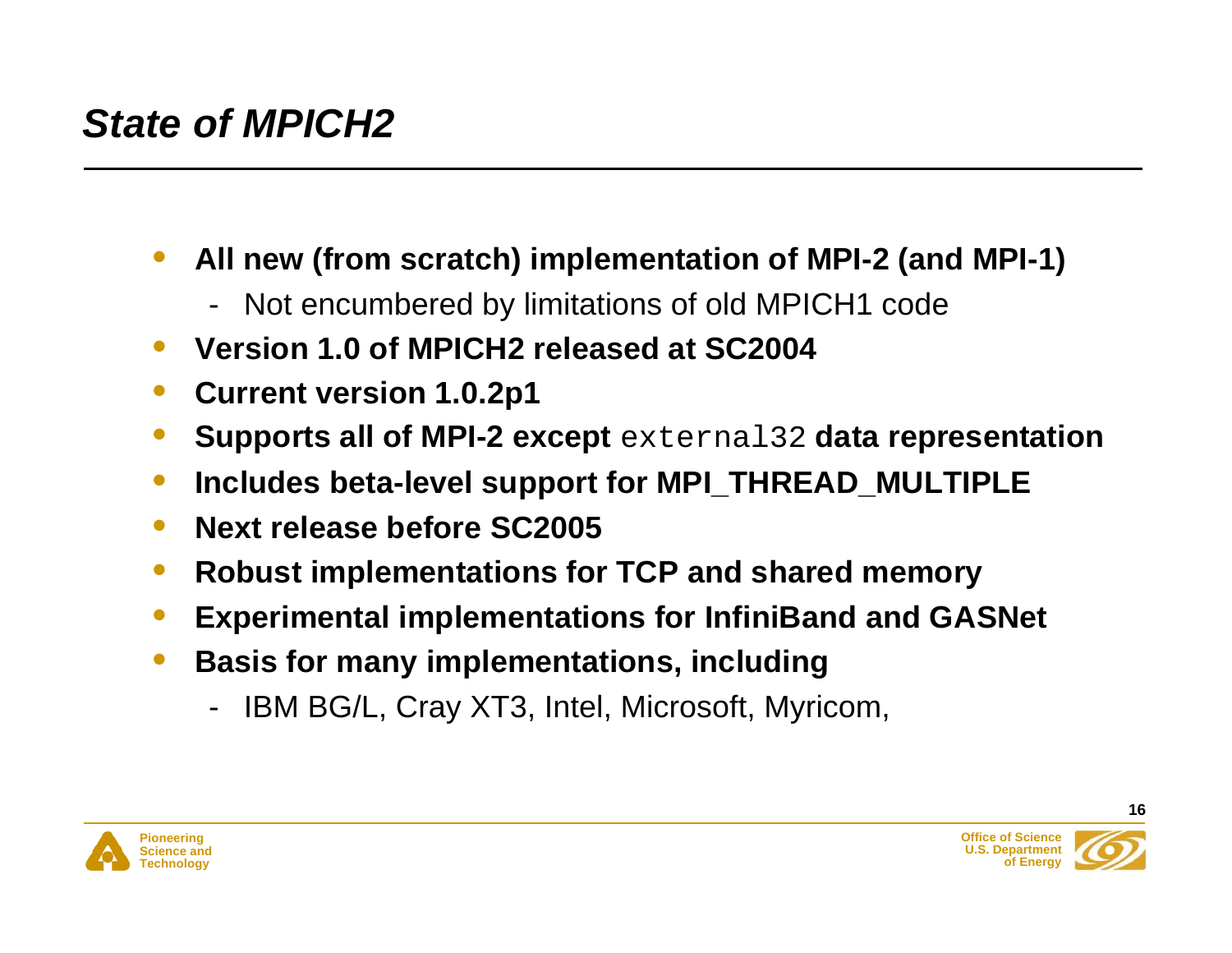## *State of MPICH2*

- **All new (from scratch) implementation of MPI-2 (and MPI-1)**
  - Not encumbered by limitations of old MPICH1 code
- **Version 1.0 of MPICH2 released at SC2004**
- **Current version 1.0.2p1**
- **Supports all of MPI-2 except** `external32` **data representation**
- **Includes beta-level support for MPI_THREAD_MULTIPLE**
- **Next release before SC2005**
- **Robust implementations for TCP and shared memory**
- **Experimental implementations for InfiniBand and GASNet**
- **Basis for many implementations, including**
  - IBM BG/L, Cray XT3, Intel, Microsoft, Myricom,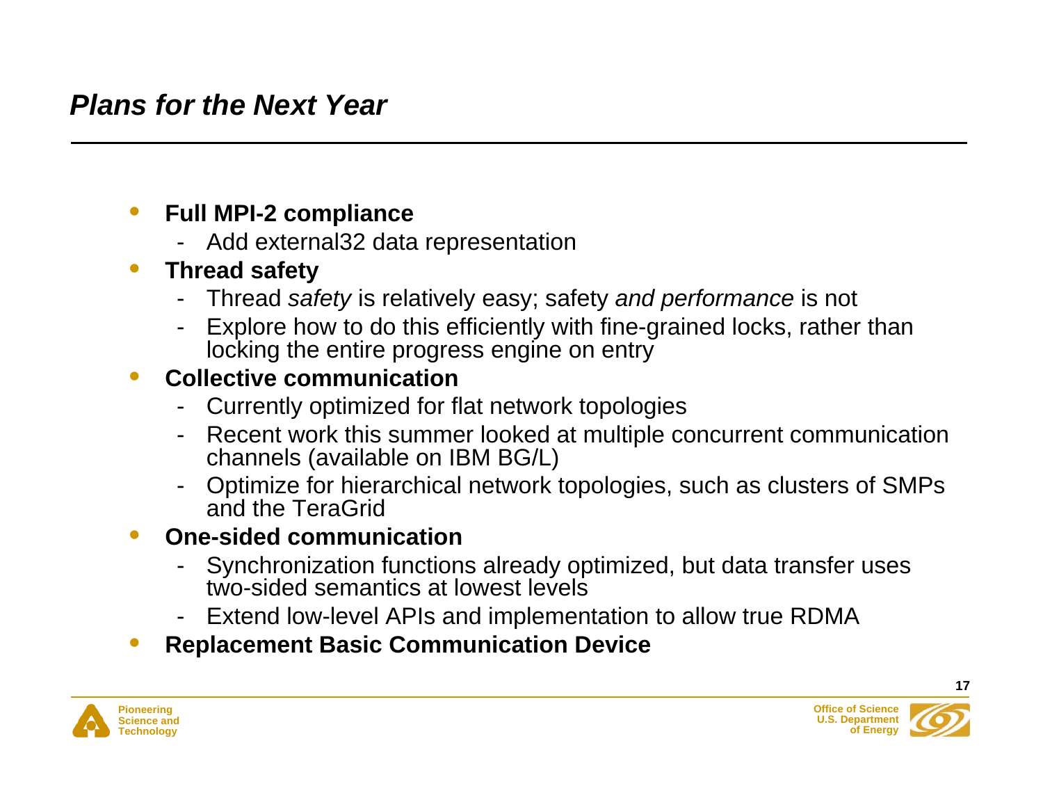## *Plans for the Next Year*

- **Full MPI-2 compliance**
  - Add external32 data representation
- **Thread safety**
  - Thread *safety* is relatively easy; safety *and performance* is not
  - Explore how to do this efficiently with fine-grained locks, rather than locking the entire progress engine on entry
- **Collective communication**
  - Currently optimized for flat network topologies
  - Recent work this summer looked at multiple concurrent communication channels (available on IBM BG/L)
  - Optimize for hierarchical network topologies, such as clusters of SMPs and the TeraGrid
- **One-sided communication**
  - Synchronization functions already optimized, but data transfer uses two-sided semantics at lowest levels
  - Extend low-level APIs and implementation to allow true RDMA
- **Replacement Basic Communication Device**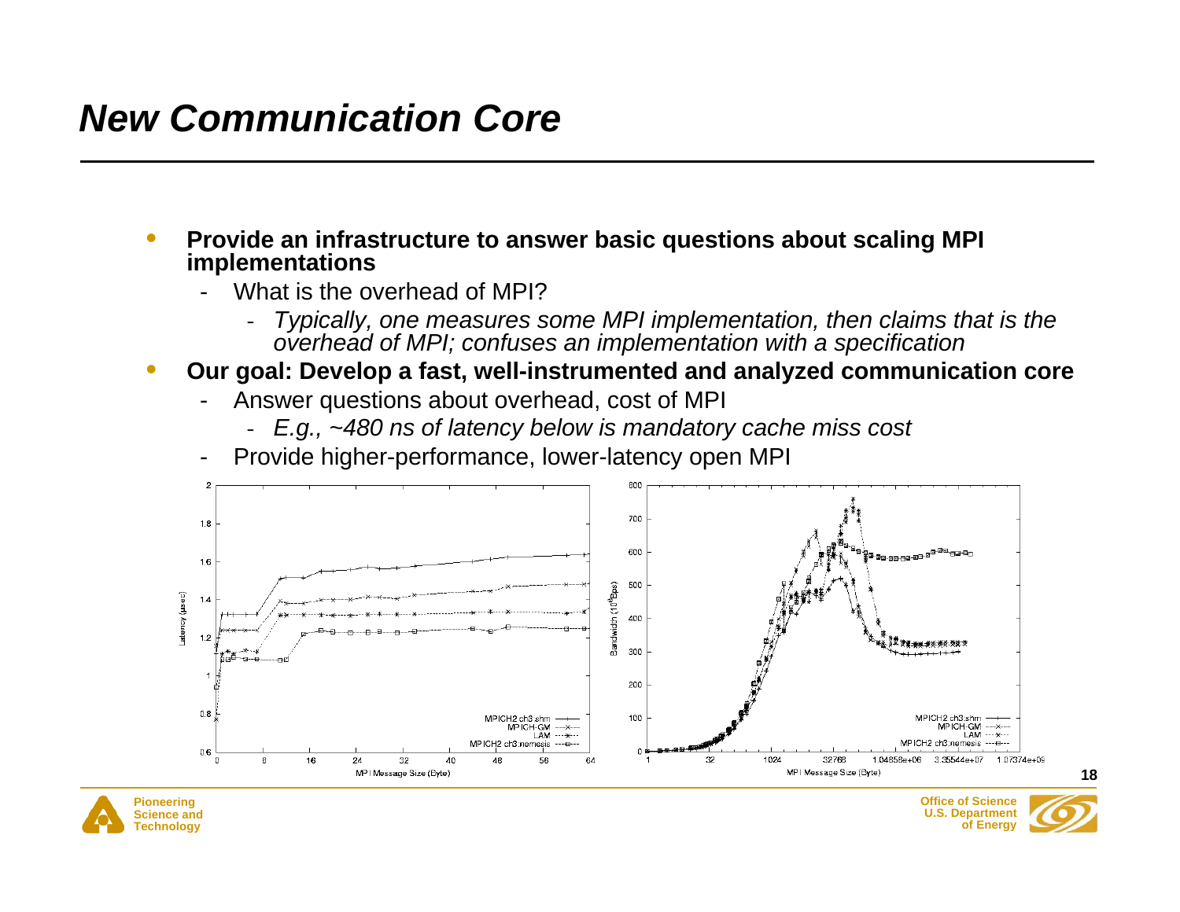# New Communication Core

- **Provide an infrastructure to answer basic questions about scaling MPI implementations**
  - What is the overhead of MPI?
    - *Typically, one measures some MPI implementation, then claims that is the overhead of MPI; confuses an implementation with a specification*
- **Our goal: Develop a fast, well-instrumented and analyzed communication core**
  - Answer questions about overhead, cost of MPI
    - *E.g., ~480 ns of latency below is mandatory cache miss cost*
  - Provide higher-performance, lower-latency open MPI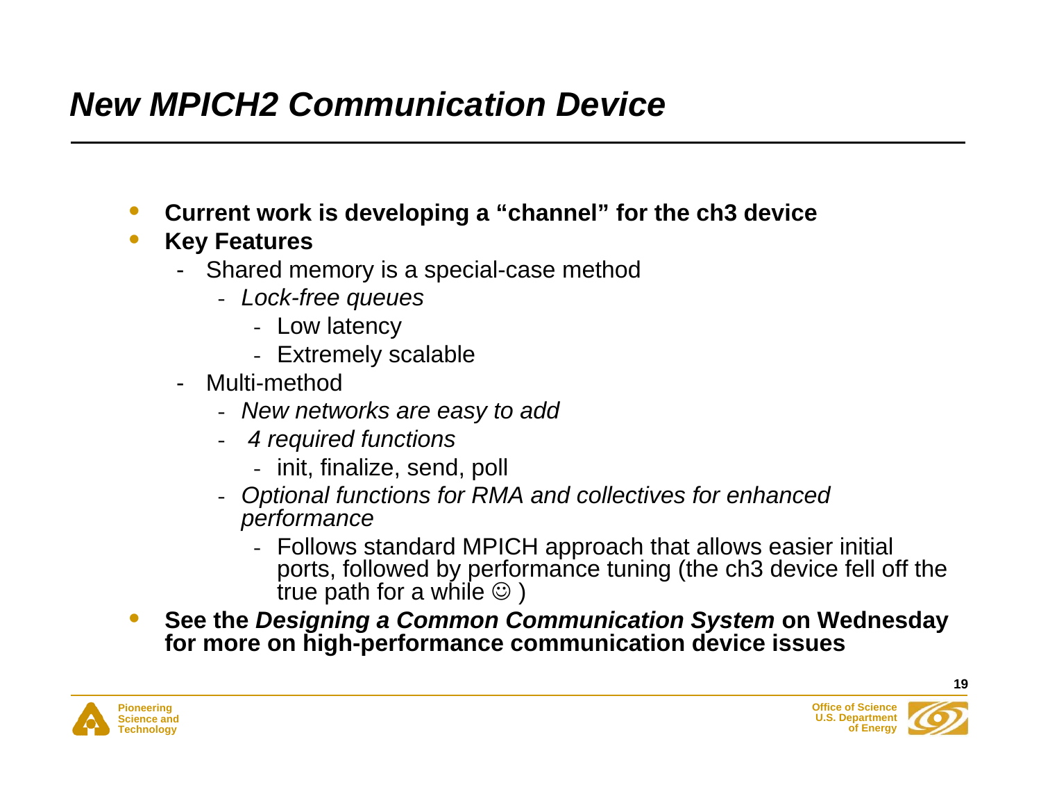# *New MPICH2 Communication Device*

- **Current work is developing a "channel" for the ch3 device**
- **Key Features**
  - Shared memory is a special-case method
    - *Lock-free queues*
      - Low latency
      - Extremely scalable
  - Multi-method
    - *New networks are easy to add*
    - *4 required functions*
      - init, finalize, send, poll
    - *Optional functions for RMA and collectives for enhanced performance*
      - Follows standard MPICH approach that allows easier initial ports, followed by performance tuning (the ch3 device fell off the true path for a while ☺ )
- **See the *Designing a Common Communication System* on Wednesday for more on high-performance communication device issues**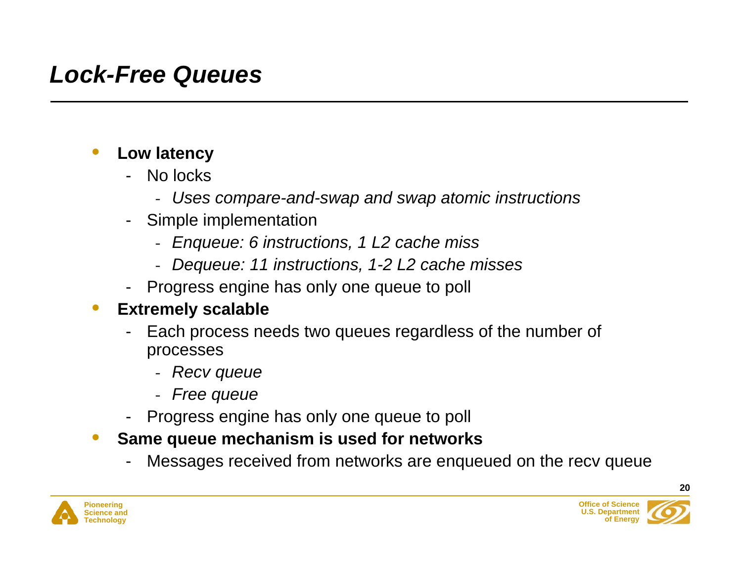# *Lock-Free Queues*

- **Low latency**
  - No locks
    - *Uses compare-and-swap and swap atomic instructions*
  - Simple implementation
    - *Enqueue: 6 instructions, 1 L2 cache miss*
    - *Dequeue: 11 instructions, 1-2 L2 cache misses*
  - Progress engine has only one queue to poll
- **Extremely scalable**
  - Each process needs two queues regardless of the number of processes
    - *Recv queue*
    - *Free queue*
  - Progress engine has only one queue to poll
- **Same queue mechanism is used for networks**
  - Messages received from networks are enqueued on the recv queue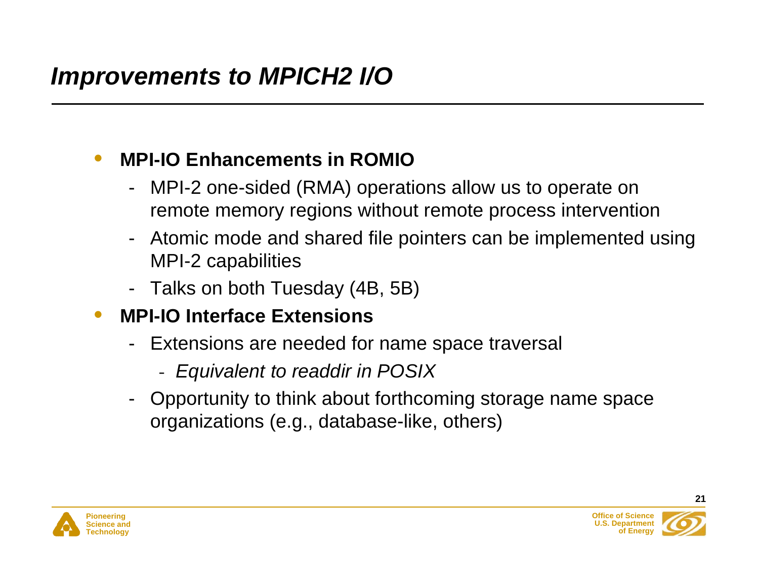# *Improvements to MPICH2 I/O*

- **MPI-IO Enhancements in ROMIO**
  - MPI-2 one-sided (RMA) operations allow us to operate on remote memory regions without remote process intervention
  - Atomic mode and shared file pointers can be implemented using MPI-2 capabilities
  - Talks on both Tuesday (4B, 5B)
- **MPI-IO Interface Extensions**
  - Extensions are needed for name space traversal
    - *Equivalent to readdir in POSIX*
  - Opportunity to think about forthcoming storage name space organizations (e.g., database-like, others)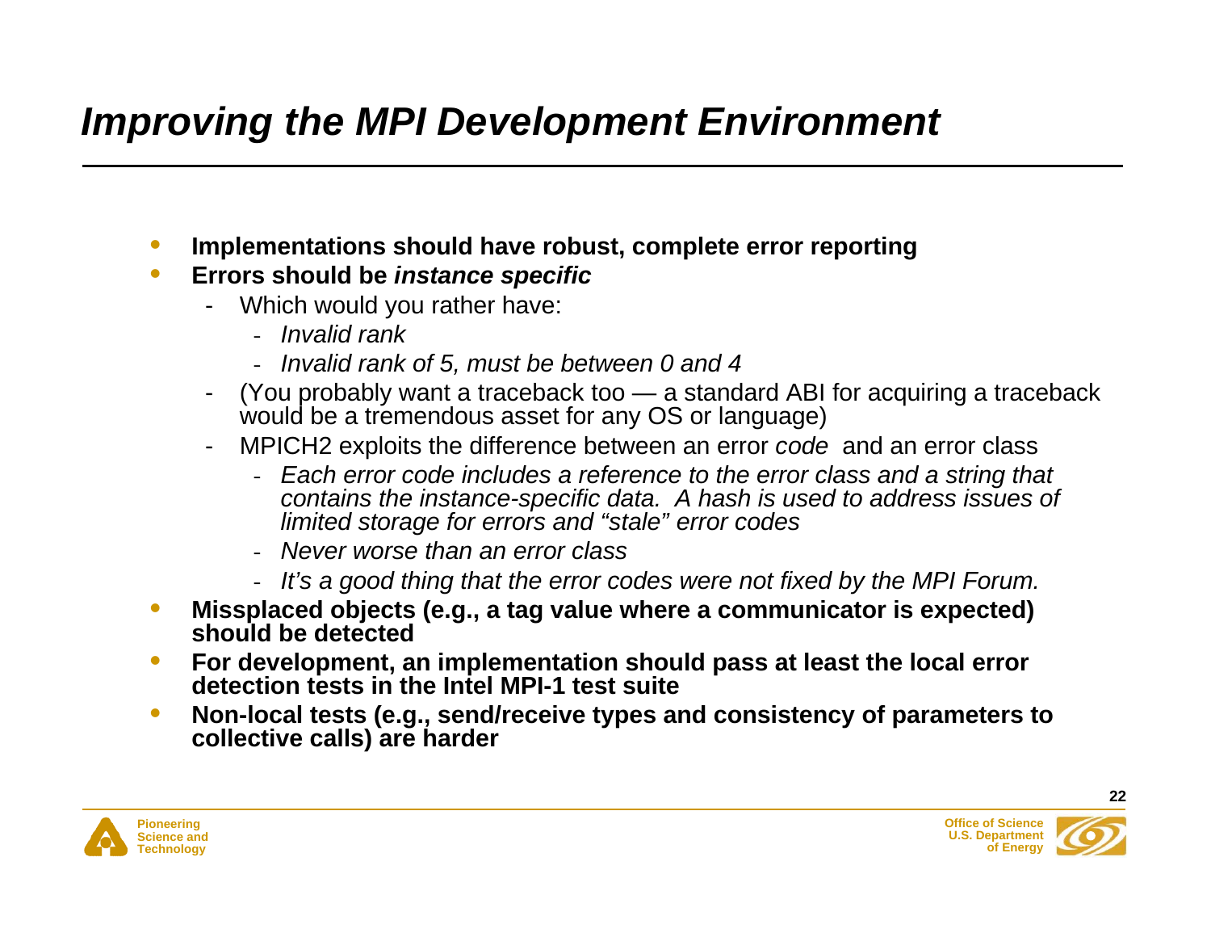# *Improving the MPI Development Environment*

- **Implementations should have robust, complete error reporting**
- **Errors should be *instance specific***
  - Which would you rather have:
    - *Invalid rank*
    - *Invalid rank of 5, must be between 0 and 4*
  - (You probably want a traceback too — a standard ABI for acquiring a traceback would be a tremendous asset for any OS or language)
  - MPICH2 exploits the difference between an error *code* and an error class
    - *Each error code includes a reference to the error class and a string that contains the instance-specific data. A hash is used to address issues of limited storage for errors and "stale" error codes*
    - *Never worse than an error class*
    - *It's a good thing that the error codes were not fixed by the MPI Forum.*
- **Missplaced objects (e.g., a tag value where a communicator is expected) should be detected**
- **For development, an implementation should pass at least the local error detection tests in the Intel MPI-1 test suite**
- **Non-local tests (e.g., send/receive types and consistency of parameters to collective calls) are harder**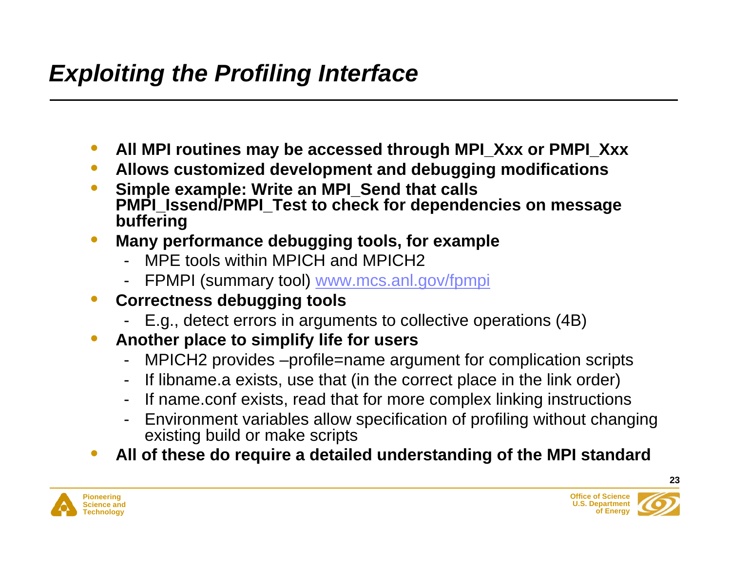# *Exploiting the Profiling Interface*

- **All MPI routines may be accessed through MPI_Xxx or PMPI_Xxx**
- **Allows customized development and debugging modifications**
- **Simple example: Write an MPI_Send that calls PMPI_Issend/PMPI_Test to check for dependencies on message buffering**
- **Many performance debugging tools, for example**
  - MPE tools within MPICH and MPICH2
  - FPMPI (summary tool) www.mcs.anl.gov/fpmpi
- **Correctness debugging tools**
  - E.g., detect errors in arguments to collective operations (4B)
- **Another place to simplify life for users**
  - MPICH2 provides –profile=name argument for complication scripts
  - If libname.a exists, use that (in the correct place in the link order)
  - If name.conf exists, read that for more complex linking instructions
  - Environment variables allow specification of profiling without changing existing build or make scripts
- **All of these do require a detailed understanding of the MPI standard**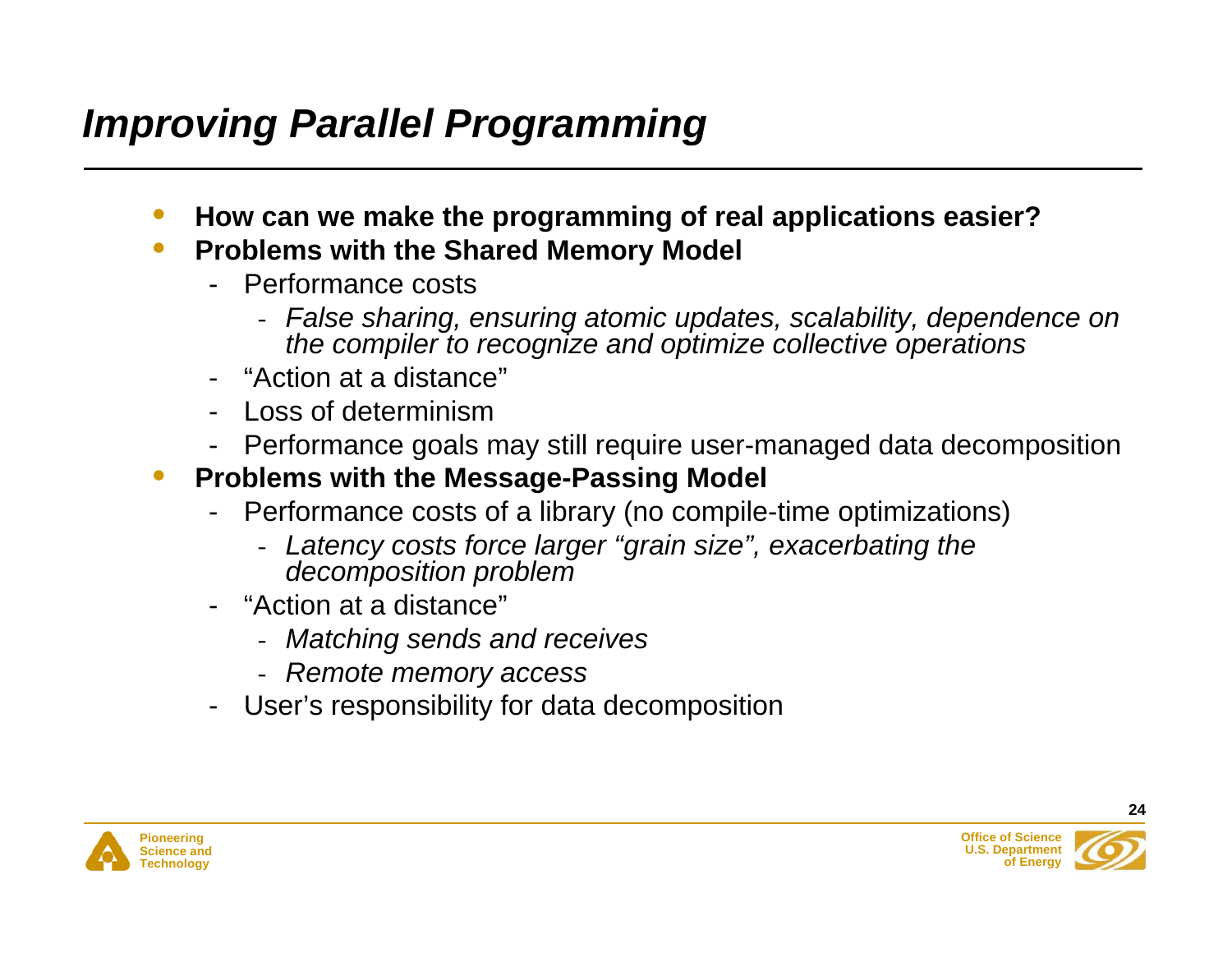# *Improving Parallel Programming*

- **How can we make the programming of real applications easier?**
- **Problems with the Shared Memory Model**
  - Performance costs
    - *False sharing, ensuring atomic updates, scalability, dependence on the compiler to recognize and optimize collective operations*
  - "Action at a distance"
  - Loss of determinism
  - Performance goals may still require user-managed data decomposition
- **Problems with the Message-Passing Model**
  - Performance costs of a library (no compile-time optimizations)
    - *Latency costs force larger "grain size", exacerbating the decomposition problem*
  - "Action at a distance"
    - *Matching sends and receives*
    - *Remote memory access*
  - User's responsibility for data decomposition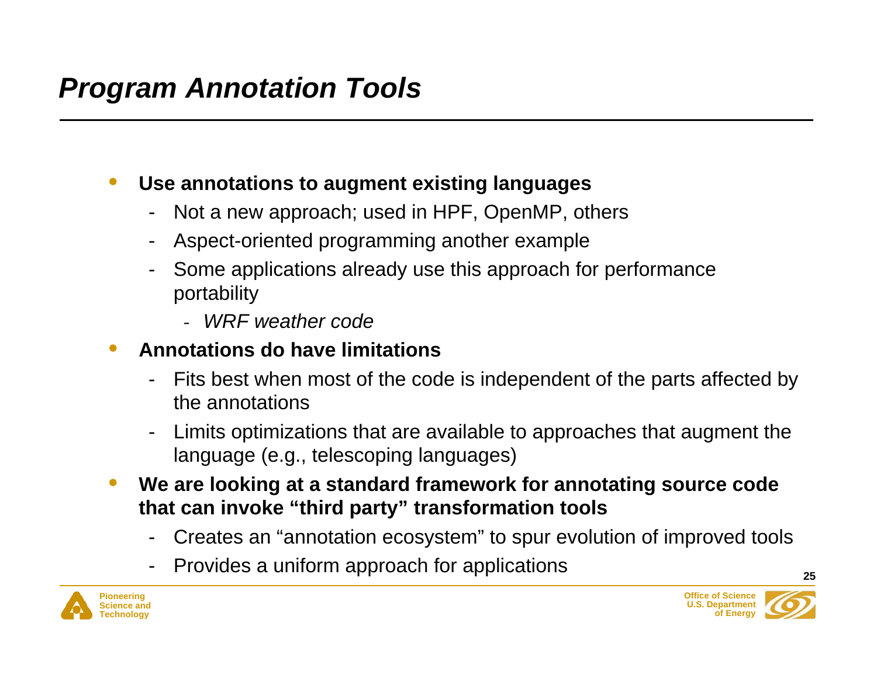# Program Annotation Tools

- **Use annotations to augment existing languages**
  - Not a new approach; used in HPF, OpenMP, others
  - Aspect-oriented programming another example
  - Some applications already use this approach for performance portability
    - *WRF weather code*
- **Annotations do have limitations**
  - Fits best when most of the code is independent of the parts affected by the annotations
  - Limits optimizations that are available to approaches that augment the language (e.g., telescoping languages)
- **We are looking at a standard framework for annotating source code that can invoke "third party" transformation tools**
  - Creates an "annotation ecosystem" to spur evolution of improved tools
  - Provides a uniform approach for applications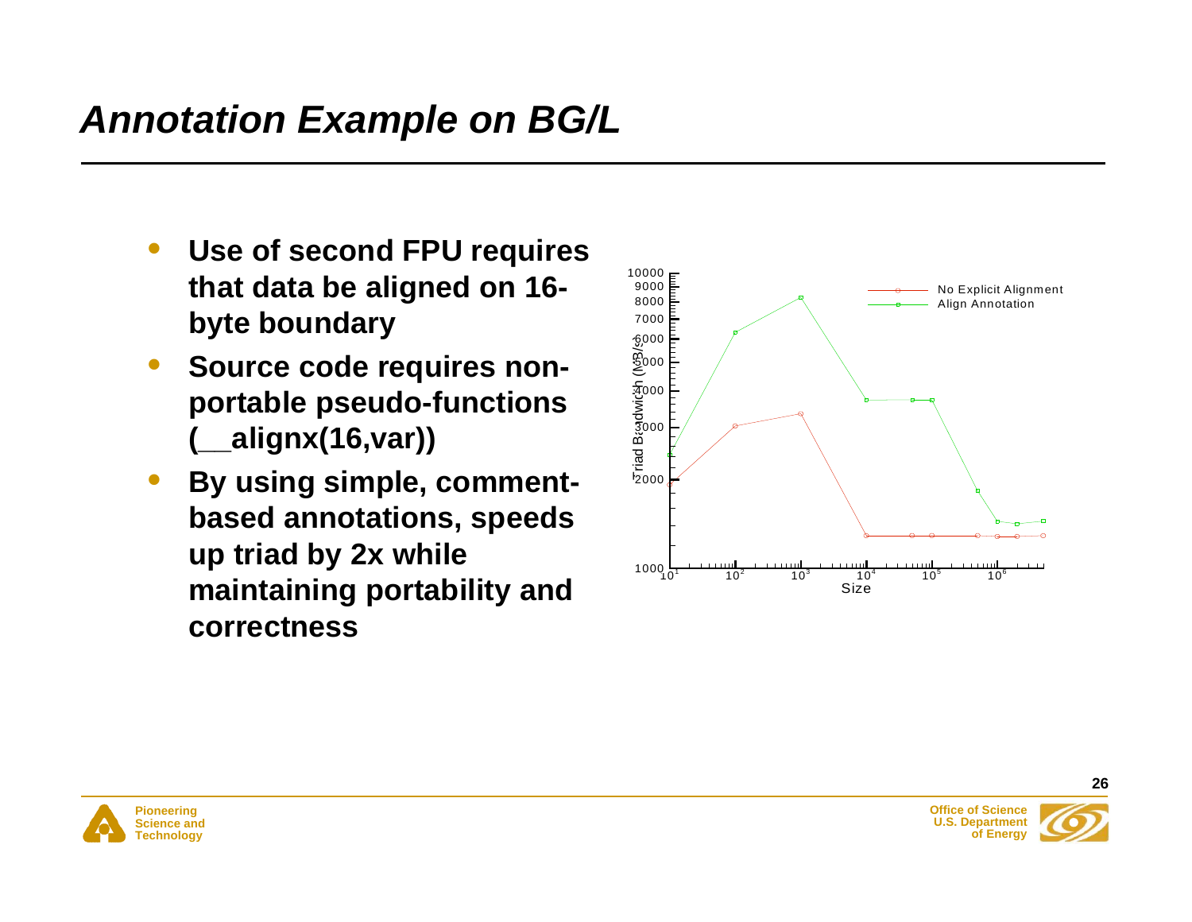# *Annotation Example on BG/L*

- **Use of second FPU requires that data be aligned on 16-byte boundary**
- **Source code requires non-portable pseudo-functions (__alignx(16,var))**
- **By using simple, comment-based annotations, speeds up triad by 2x while maintaining portability and correctness**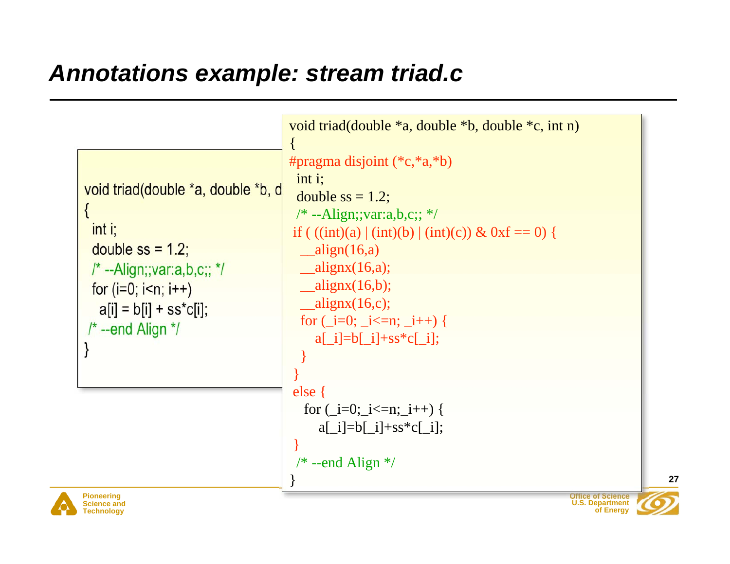# *Annotations example: stream triad.c*

```
void triad(double *a, double *b, d
{
  int i;
  double ss = 1.2;
  /* --Align;;var:a,b,c;; */
  for (i=0; i<n; i++)
    a[i] = b[i] + ss*c[i];
 /* --end Align */
}
```

```
void triad(double *a, double *b, double *c, int n)
{
#pragma disjoint (*c,*a,*b)
  int i;
  double ss = 1.2;
  /* --Align;;var:a,b,c;; */
 if ( ((int)(a) | (int)(b) | (int)(c)) & 0xf == 0) {
   __align(16,a)
   __alignx(16,a);
   __alignx(16,b);
   __alignx(16,c);
   for (_i=0; _i<=n; _i++) {
      a[_i]=b[_i]+ss*c[_i];
   }
 }
 else {
   for (_i=0;_i<=n;_i++) {
      a[_i]=b[_i]+ss*c[_i];
 }
  /* --end Align */
}
```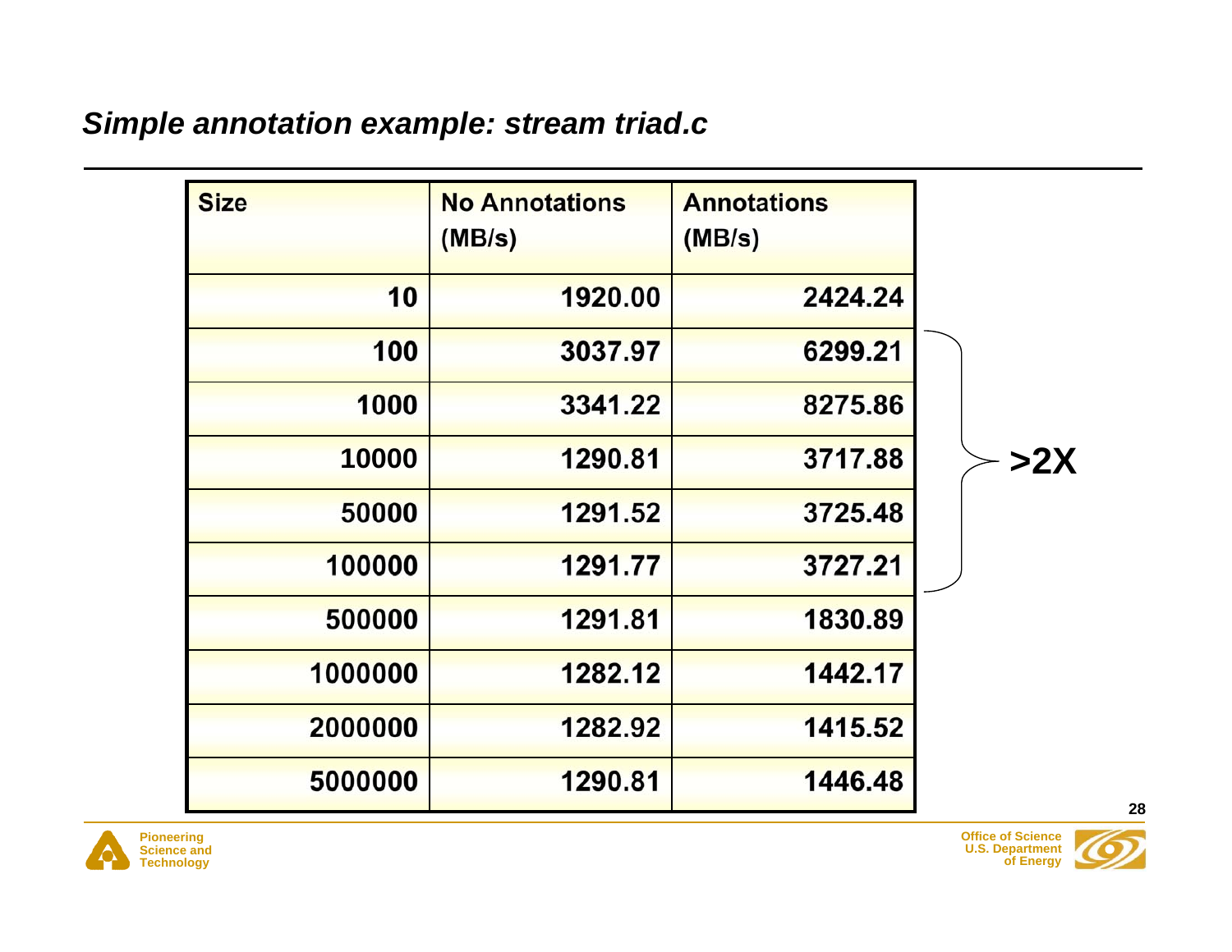## *Simple annotation example: stream triad.c*

| Size | No Annotations (MB/s) | Annotations (MB/s) |
|---|---|---|
| 10 | 1920.00 | 2424.24 |
| 100 | 3037.97 | 6299.21 |
| 1000 | 3341.22 | 8275.86 |
| 10000 | 1290.81 | 3717.88 |
| 50000 | 1291.52 | 3725.48 |
| 100000 | 1291.77 | 3727.21 |
| 500000 | 1291.81 | 1830.89 |
| 1000000 | 1282.12 | 1442.17 |
| 2000000 | 1282.92 | 1415.52 |
| 5000000 | 1290.81 | 1446.48 |

**>2X** (sizes 100 – 100000)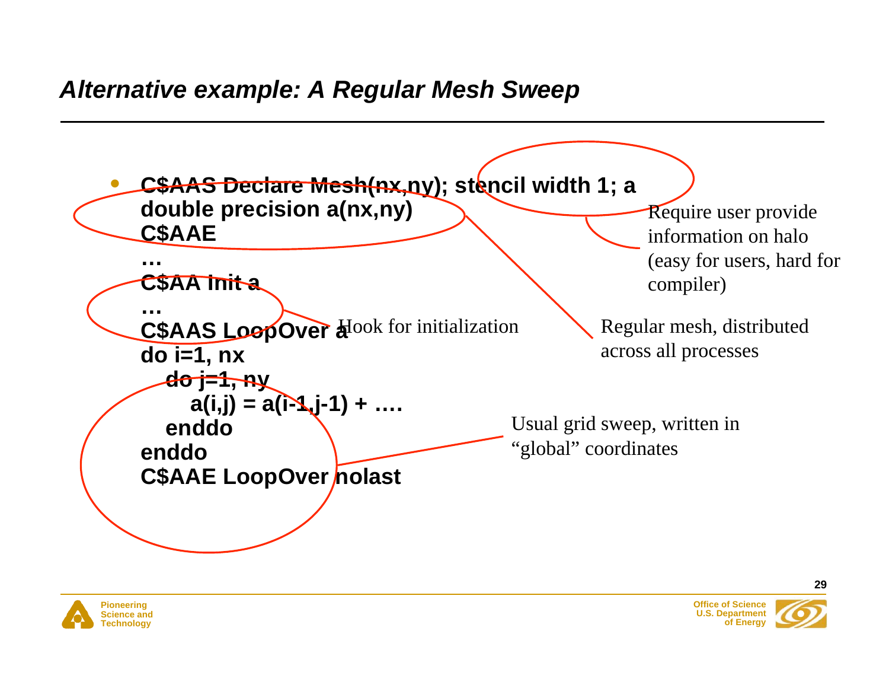## *Alternative example: A Regular Mesh Sweep*

- ```
  C$AAS Declare Mesh(nx,ny); stencil width 1; a
  double precision a(nx,ny)
  C$AAE
  …
  C$AA Init a
  …
  C$AAS LoopOver a
  do i=1, nx
     do j=1, ny
        a(i,j) = a(i-1,j-1) + ….
     enddo
  enddo
  C$AAE LoopOver nolast
  ```

Require user provide information on halo (easy for users, hard for compiler)

Regular mesh, distributed across all processes

Hook for initialization

Usual grid sweep, written in "global" coordinates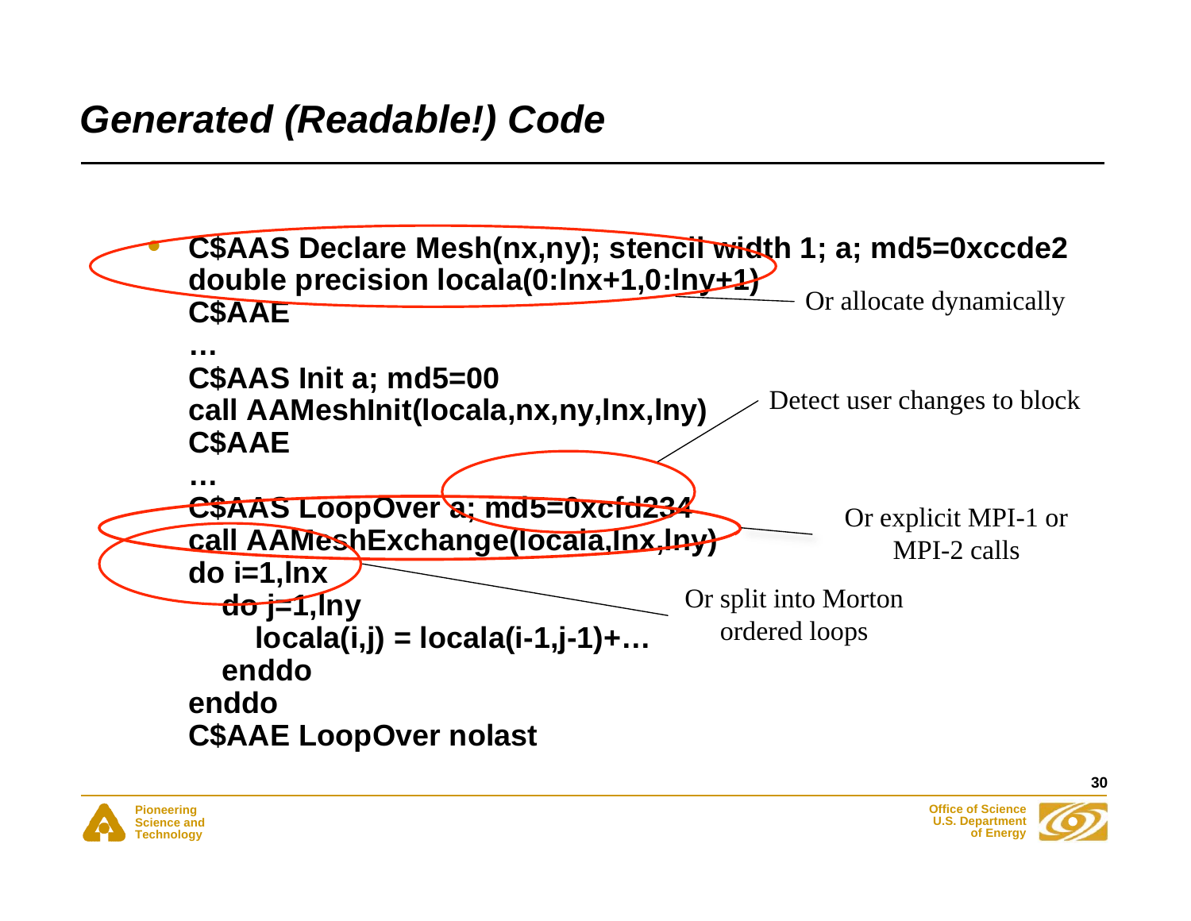## *Generated (Readable!) Code*

```
C$AAS Declare Mesh(nx,ny); stencil width 1; a; md5=0xccde2
double precision locala(0:lnx+1,0:lny+1)
C$AAE
…
C$AAS Init a; md5=00
call AAMeshInit(locala,nx,ny,lnx,lny)
C$AAE
…
C$AAS LoopOver a; md5=0xcfd234
call AAMeshExchange(locala,lnx,lny)
do i=1,lnx
  do j=1,lny
    locala(i,j) = locala(i-1,j-1)+…
  enddo
enddo
C$AAE LoopOver nolast
```

- Or allocate dynamically
- Detect user changes to block
- Or explicit MPI-1 or MPI-2 calls
- Or split into Morton ordered loops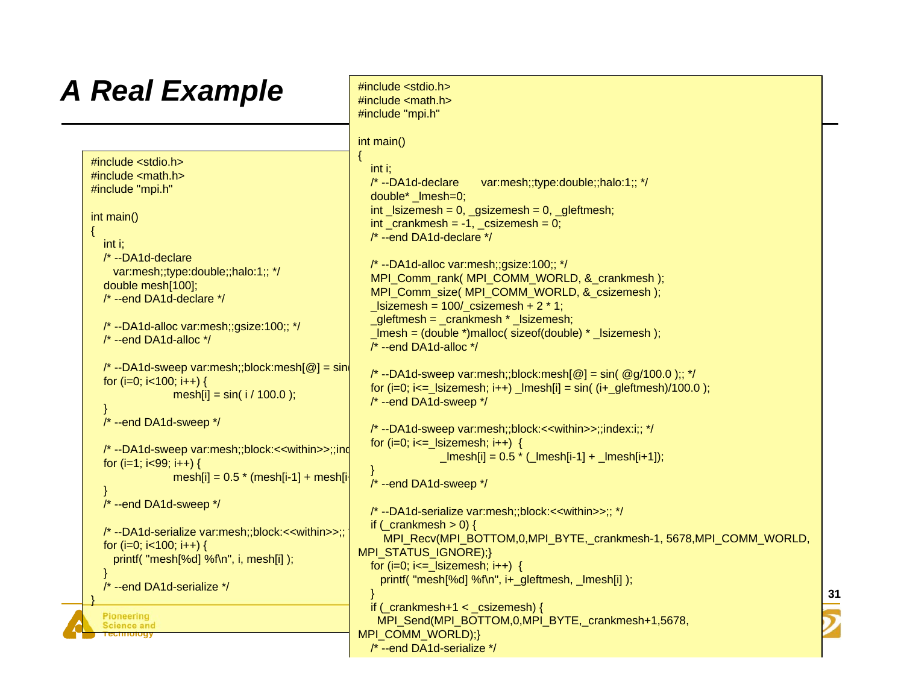# A Real Example

```
#include <stdio.h>
#include <math.h>
#include "mpi.h"

int main()
{
   int i;
   /* --DA1d-declare
     var:mesh;;type:double;;halo:1;; */
   double mesh[100];
   /* --end DA1d-declare */

   /* --DA1d-alloc var:mesh;;gsize:100;; */
   /* --end DA1d-alloc */

   /* --DA1d-sweep var:mesh;;block:mesh[@] = sin
   for (i=0; i<100; i++) {
                 mesh[i] = sin( i / 100.0 );
   }
   /* --end DA1d-sweep */

   /* --DA1d-sweep var:mesh;;block:<<within>>;;inc
   for (i=1; i<99; i++) {
                 mesh[i] = 0.5 * (mesh[i-1] + mesh[i
   }
   /* --end DA1d-sweep */

   /* --DA1d-serialize var:mesh;;block:<<within>>;;
   for (i=0; i<100; i++) {
     printf( "mesh[%d] %f\n", i, mesh[i] );
   }
   /* --end DA1d-serialize */
}
```

```
#include <stdio.h>
#include <math.h>
#include "mpi.h"

int main()
{
   int i;
   /* --DA1d-declare      var:mesh;;type:double;;halo:1;; */
   double* _lmesh=0;
   int _lsizemesh = 0, _gsizemesh = 0, _gleftmesh;
   int _crankmesh = -1, _csizemesh = 0;
   /* --end DA1d-declare */

   /* --DA1d-alloc var:mesh;;gsize:100;; */
   MPI_Comm_rank( MPI_COMM_WORLD, &_crankmesh );
   MPI_Comm_size( MPI_COMM_WORLD, &_csizemesh );
   _lsizemesh = 100/_csizemesh + 2 * 1;
   _gleftmesh = _crankmesh * _lsizemesh;
   _lmesh = (double *)malloc( sizeof(double) * _lsizemesh );
   /* --end DA1d-alloc */

   /* --DA1d-sweep var:mesh;;block:mesh[@] = sin( @g/100.0 );; */
   for (i=0; i<=_lsizemesh; i++) _lmesh[i] = sin( (i+_gleftmesh)/100.0 );
   /* --end DA1d-sweep */

   /* --DA1d-sweep var:mesh;;block:<<within>>;;index:i;; */
   for (i=0; i<=_lsizemesh; i++)  {
                 _lmesh[i] = 0.5 * (_lmesh[i-1] + _lmesh[i+1]);
   }
   /* --end DA1d-sweep */

   /* --DA1d-serialize var:mesh;;block:<<within>>;; */
   if (_crankmesh > 0) {
      MPI_Recv(MPI_BOTTOM,0,MPI_BYTE,_crankmesh-1, 5678,MPI_COMM_WORLD,
MPI_STATUS_IGNORE);}
   for (i=0; i<=_lsizemesh; i++)  {
     printf( "mesh[%d] %f\n", i+_gleftmesh, _lmesh[i] );
   }
   if (_crankmesh+1 < _csizemesh) {
     MPI_Send(MPI_BOTTOM,0,MPI_BYTE,_crankmesh+1,5678,
MPI_COMM_WORLD);}
   /* --end DA1d-serialize */
```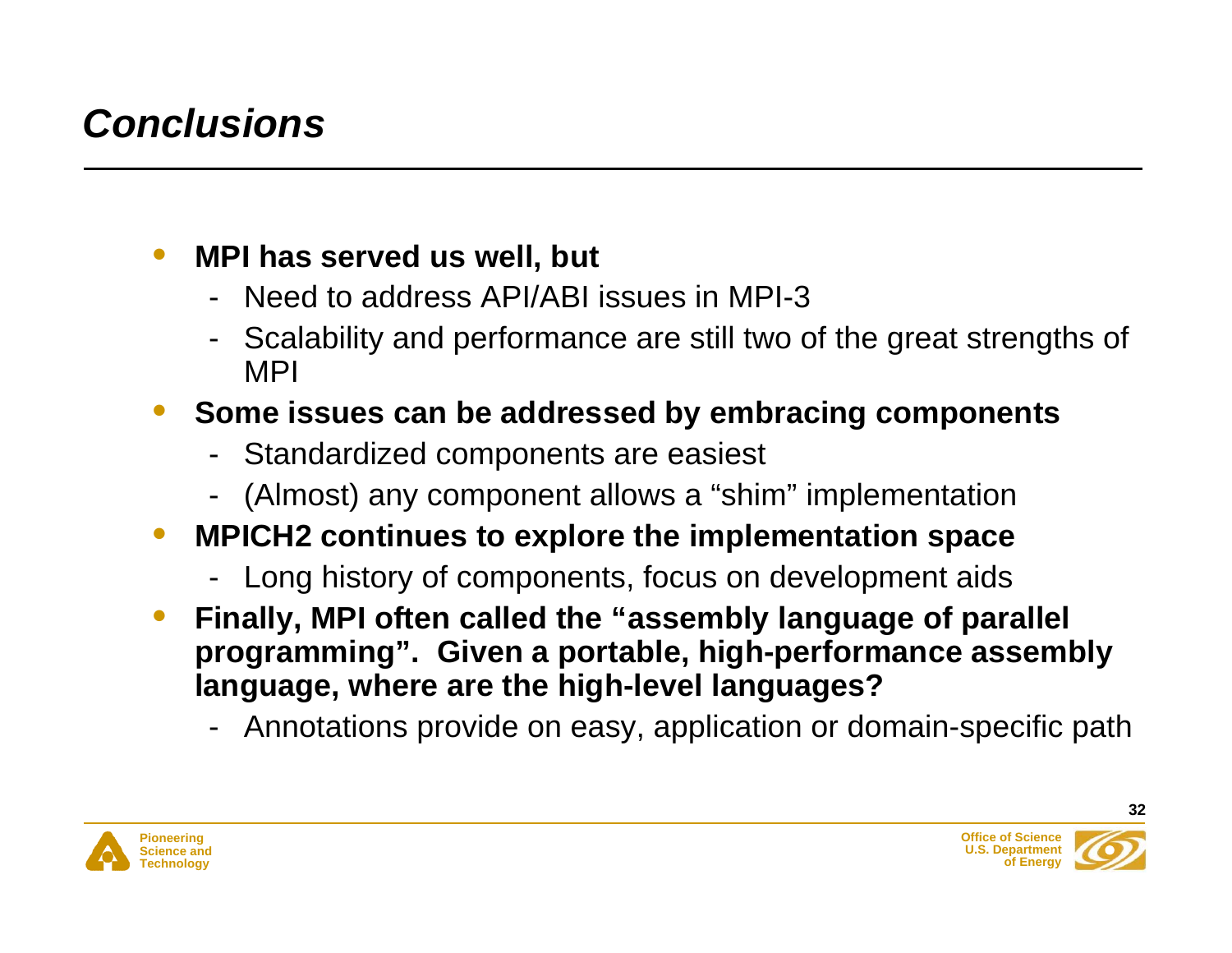# *Conclusions*

- **MPI has served us well, but**
  - Need to address API/ABI issues in MPI-3
  - Scalability and performance are still two of the great strengths of MPI
- **Some issues can be addressed by embracing components**
  - Standardized components are easiest
  - (Almost) any component allows a "shim" implementation
- **MPICH2 continues to explore the implementation space**
  - Long history of components, focus on development aids
- **Finally, MPI often called the "assembly language of parallel programming". Given a portable, high-performance assembly language, where are the high-level languages?**
  - Annotations provide on easy, application or domain-specific path